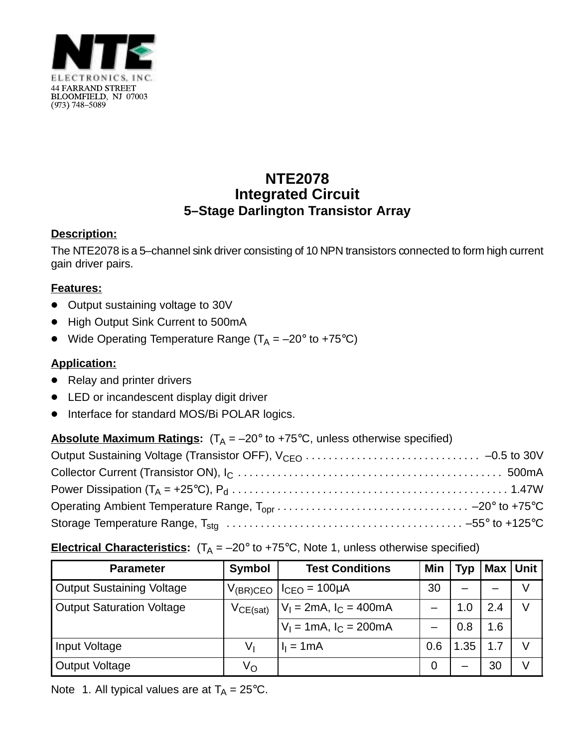NTE ELECTRONICS, INC.
44 FARRAND STREET
BLOOMFIELD, NJ 07003
(973) 748–5089

# NTE2078
## Integrated Circuit
### 5–Stage Darlington Transistor Array

**Description:**

The NTE2078 is a 5–channel sink driver consisting of 10 NPN transistors connected to form high current gain driver pairs.

**Features:**

- Output sustaining voltage to 30V
- High Output Sink Current to 500mA
- Wide Operating Temperature Range ($T_A$ = –20° to +75°C)

**Application:**

- Relay and printer drivers
- LED or incandescent display digit driver
- Interface for standard MOS/Bi POLAR logics.

**Absolute Maximum Ratings:** ($T_A$ = –20° to +75°C, unless otherwise specified)

Output Sustaining Voltage (Transistor OFF), $V_{CEO}$ . . . . . . . . . . . . . . . . . . . . . . . . . . . . . . –0.5 to 30V
Collector Current (Transistor ON), $I_C$ . . . . . . . . . . . . . . . . . . . . . . . . . . . . . . . . . . . . . . . . . . . . . 500mA
Power Dissipation ($T_A$ = +25°C), $P_d$ . . . . . . . . . . . . . . . . . . . . . . . . . . . . . . . . . . . . . . . . . . . . . . 1.47W
Operating Ambient Temperature Range, $T_{opr}$ . . . . . . . . . . . . . . . . . . . . . . . . . . . . . . . . . –20° to +75°C
Storage Temperature Range, $T_{stg}$ . . . . . . . . . . . . . . . . . . . . . . . . . . . . . . . . . . . . . . . . . –55° to +125°C

**Electrical Characteristics:** ($T_A$ = –20° to +75°C, Note 1, unless otherwise specified)

| Parameter | Symbol | Test Conditions | Min | Typ | Max | Unit |
|---|---|---|---|---|---|---|
| Output Sustaining Voltage | $V_{(BR)CEO}$ | $I_{CEO}$ = 100μA | 30 | – | – | V |
| Output Saturation Voltage | $V_{CE(sat)}$ | $V_I$ = 2mA, $I_C$ = 400mA | – | 1.0 | 2.4 | V |
| | | $V_I$ = 1mA, $I_C$ = 200mA | – | 0.8 | 1.6 | |
| Input Voltage | $V_I$ | $I_I$ = 1mA | 0.6 | 1.35 | 1.7 | V |
| Output Voltage | $V_O$ | | 0 | – | 30 | V |

Note 1. All typical values are at $T_A$ = 25°C.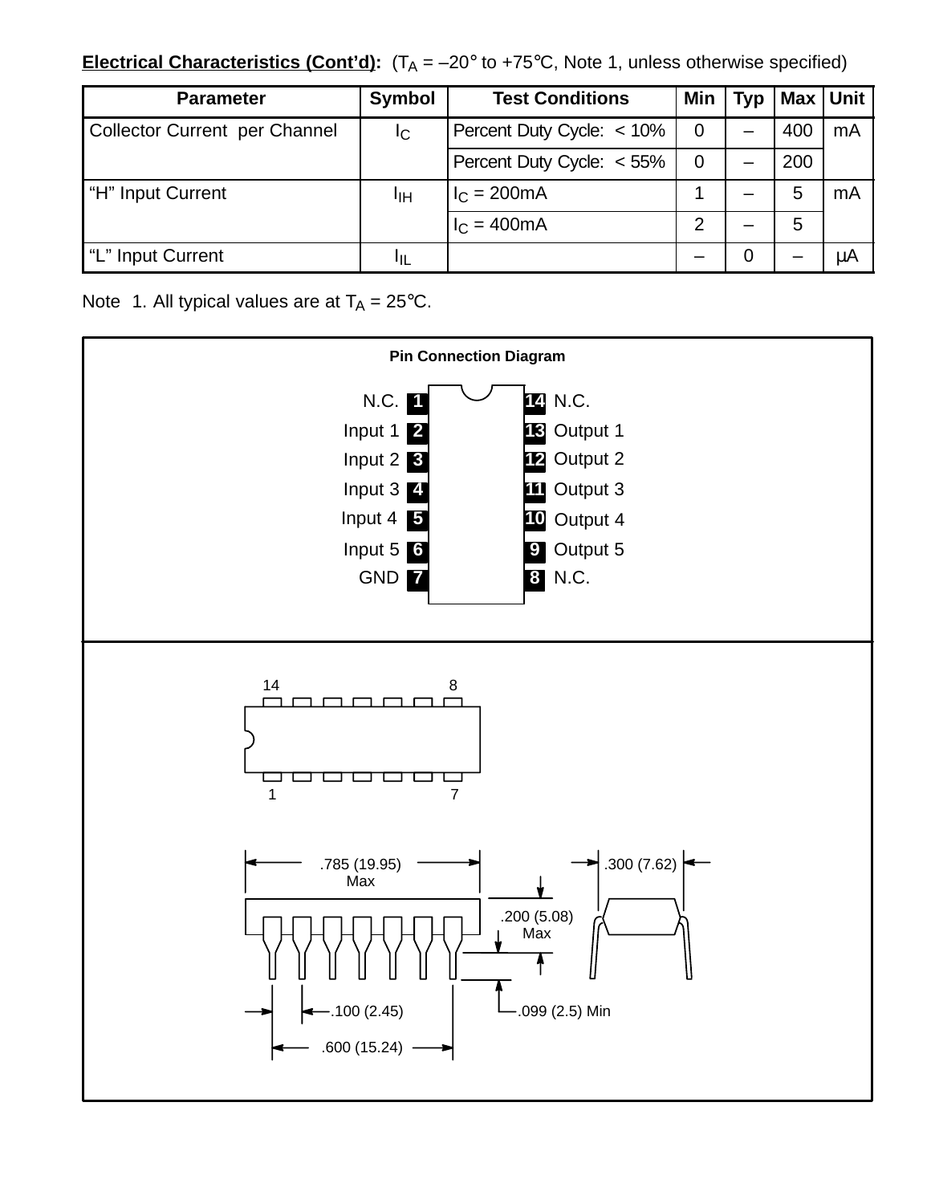**Electrical Characteristics (Cont'd):** ($T_A$ = –20° to +75°C, Note 1, unless otherwise specified)

| Parameter | Symbol | Test Conditions | Min | Typ | Max | Unit |
|---|---|---|---|---|---|---|
| Collector Current per Channel | $I_C$ | Percent Duty Cycle: < 10% | 0 | – | 400 | mA |
| | | Percent Duty Cycle: < 55% | 0 | – | 200 | |
| "H" Input Current | $I_{IH}$ | $I_C$ = 200mA | 1 | – | 5 | mA |
| | | $I_C$ = 400mA | 2 | – | 5 | |
| "L" Input Current | $I_{IL}$ | | – | 0 | – | μA |

Note 1. All typical values are at $T_A$ = 25°C.

**Pin Connection Diagram**

| | | | |
|---|---|---|---|
| N.C. | 1 | 14 | N.C. |
| Input 1 | 2 | 13 | Output 1 |
| Input 2 | 3 | 12 | Output 2 |
| Input 3 | 4 | 11 | Output 3 |
| Input 4 | 5 | 10 | Output 4 |
| Input 5 | 6 | 9 | Output 5 |
| GND | 7 | 8 | N.C. |

14
8
1
7

.785 (19.95) Max

.300 (7.62)

.200 (5.08) Max

.100 (2.45)

.099 (2.5) Min

.600 (15.24)